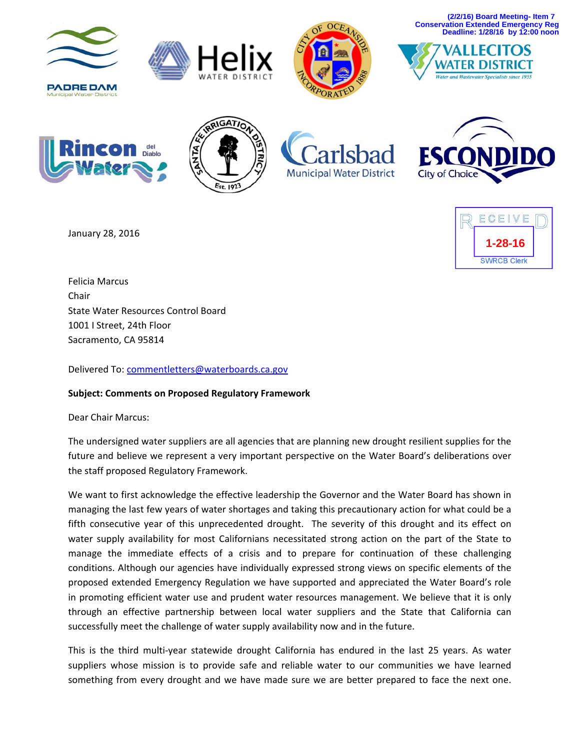(2/2/16) Board Meeting- Item 7
Conservation Extended Emergency Reg
Deadline: 1/28/16 by 12:00 noon

RECEIVED
1-28-16
SWRCB Clerk

January 28, 2016

Felicia Marcus
Chair
State Water Resources Control Board
1001 I Street, 24th Floor
Sacramento, CA 95814

Delivered To: commentletters@waterboards.ca.gov

**Subject: Comments on Proposed Regulatory Framework**

Dear Chair Marcus:

The undersigned water suppliers are all agencies that are planning new drought resilient supplies for the future and believe we represent a very important perspective on the Water Board's deliberations over the staff proposed Regulatory Framework.

We want to first acknowledge the effective leadership the Governor and the Water Board has shown in managing the last few years of water shortages and taking this precautionary action for what could be a fifth consecutive year of this unprecedented drought. The severity of this drought and its effect on water supply availability for most Californians necessitated strong action on the part of the State to manage the immediate effects of a crisis and to prepare for continuation of these challenging conditions. Although our agencies have individually expressed strong views on specific elements of the proposed extended Emergency Regulation we have supported and appreciated the Water Board's role in promoting efficient water use and prudent water resources management. We believe that it is only through an effective partnership between local water suppliers and the State that California can successfully meet the challenge of water supply availability now and in the future.

This is the third multi-year statewide drought California has endured in the last 25 years. As water suppliers whose mission is to provide safe and reliable water to our communities we have learned something from every drought and we have made sure we are better prepared to face the next one.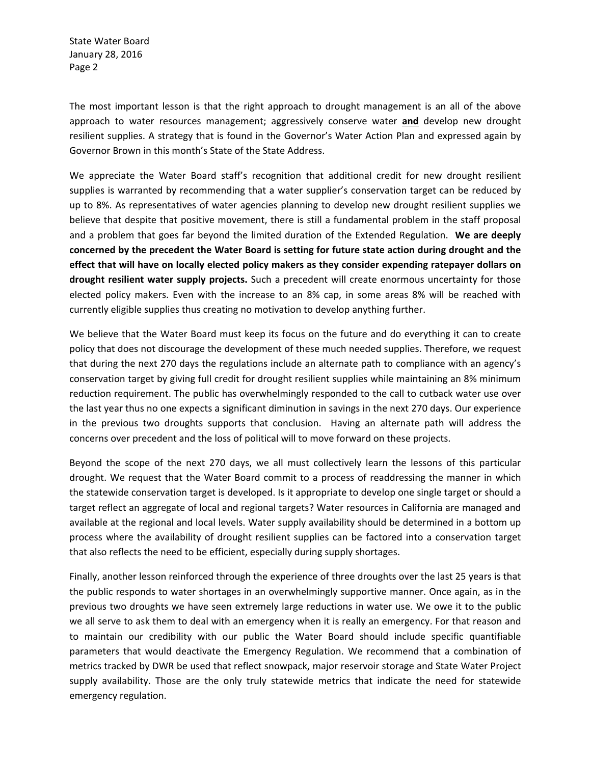The most important lesson is that the right approach to drought management is an all of the above approach to water resources management; aggressively conserve water **and** develop new drought resilient supplies. A strategy that is found in the Governor's Water Action Plan and expressed again by Governor Brown in this month's State of the State Address.

We appreciate the Water Board staff's recognition that additional credit for new drought resilient supplies is warranted by recommending that a water supplier's conservation target can be reduced by up to 8%. As representatives of water agencies planning to develop new drought resilient supplies we believe that despite that positive movement, there is still a fundamental problem in the staff proposal and a problem that goes far beyond the limited duration of the Extended Regulation. **We are deeply concerned by the precedent the Water Board is setting for future state action during drought and the effect that will have on locally elected policy makers as they consider expending ratepayer dollars on drought resilient water supply projects.** Such a precedent will create enormous uncertainty for those elected policy makers. Even with the increase to an 8% cap, in some areas 8% will be reached with currently eligible supplies thus creating no motivation to develop anything further.

We believe that the Water Board must keep its focus on the future and do everything it can to create policy that does not discourage the development of these much needed supplies. Therefore, we request that during the next 270 days the regulations include an alternate path to compliance with an agency's conservation target by giving full credit for drought resilient supplies while maintaining an 8% minimum reduction requirement. The public has overwhelmingly responded to the call to cutback water use over the last year thus no one expects a significant diminution in savings in the next 270 days. Our experience in the previous two droughts supports that conclusion. Having an alternate path will address the concerns over precedent and the loss of political will to move forward on these projects.

Beyond the scope of the next 270 days, we all must collectively learn the lessons of this particular drought. We request that the Water Board commit to a process of readdressing the manner in which the statewide conservation target is developed. Is it appropriate to develop one single target or should a target reflect an aggregate of local and regional targets? Water resources in California are managed and available at the regional and local levels. Water supply availability should be determined in a bottom up process where the availability of drought resilient supplies can be factored into a conservation target that also reflects the need to be efficient, especially during supply shortages.

Finally, another lesson reinforced through the experience of three droughts over the last 25 years is that the public responds to water shortages in an overwhelmingly supportive manner. Once again, as in the previous two droughts we have seen extremely large reductions in water use. We owe it to the public we all serve to ask them to deal with an emergency when it is really an emergency. For that reason and to maintain our credibility with our public the Water Board should include specific quantifiable parameters that would deactivate the Emergency Regulation. We recommend that a combination of metrics tracked by DWR be used that reflect snowpack, major reservoir storage and State Water Project supply availability. Those are the only truly statewide metrics that indicate the need for statewide emergency regulation.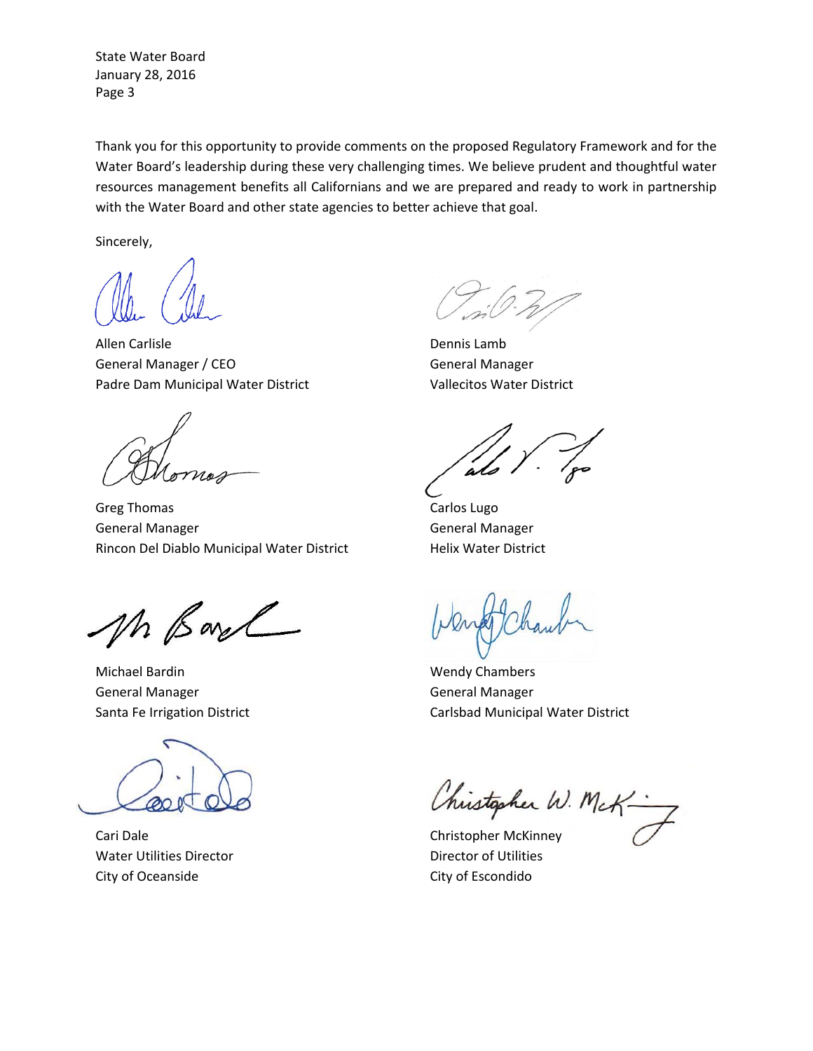Thank you for this opportunity to provide comments on the proposed Regulatory Framework and for the Water Board's leadership during these very challenging times. We believe prudent and thoughtful water resources management benefits all Californians and we are prepared and ready to work in partnership with the Water Board and other state agencies to better achieve that goal.

Sincerely,

Allen Carlisle
General Manager / CEO
Padre Dam Municipal Water District

Dennis Lamb
General Manager
Vallecitos Water District

Greg Thomas
General Manager
Rincon Del Diablo Municipal Water District

Carlos Lugo
General Manager
Helix Water District

Michael Bardin
General Manager
Santa Fe Irrigation District

Wendy Chambers
General Manager
Carlsbad Municipal Water District

Cari Dale
Water Utilities Director
City of Oceanside

Christopher McKinney
Director of Utilities
City of Escondido